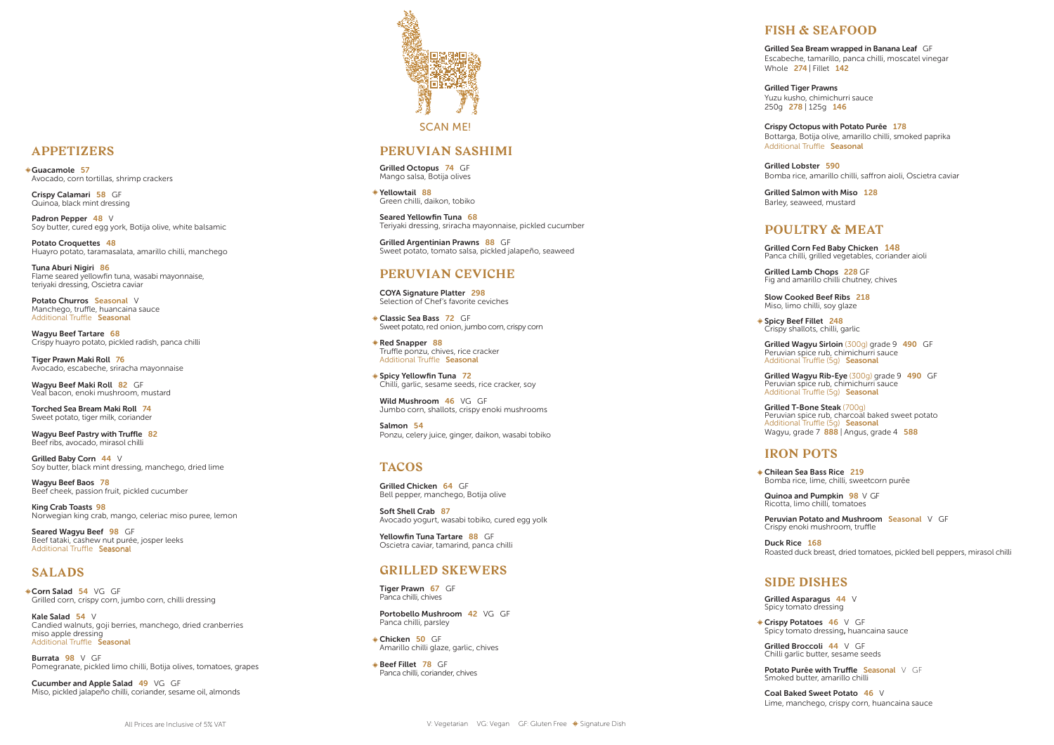SCAN ME!

## APPETIZERS

◆ **Guacamole** 57
Avocado, corn tortillas, shrimp crackers

**Crispy Calamari** 58 GF
Quinoa, black mint dressing

**Padron Pepper** 48 V
Soy butter, cured egg york, Botija olive, white balsamic

**Potato Croquettes** 48
Huayro potato, taramasalata, amarillo chilli, manchego

**Tuna Aburi Nigiri** 86
Flame seared yellowfin tuna, wasabi mayonnaise, teriyaki dressing, Oscietra caviar

**Potato Churros** Seasonal V
Manchego, truffle, huancaina sauce
Additional Truffle Seasonal

**Wagyu Beef Tartare** 68
Crispy huayro potato, pickled radish, panca chilli

**Tiger Prawn Maki Roll** 76
Avocado, escabeche, sriracha mayonnaise

**Wagyu Beef Maki Roll** 82 GF
Veal bacon, enoki mushroom, mustard

**Torched Sea Bream Maki Roll** 74
Sweet potato, tiger milk, coriander

**Wagyu Beef Pastry with Truffle** 82
Beef ribs, avocado, mirasol chilli

**Grilled Baby Corn** 44 V
Soy butter, black mint dressing, manchego, dried lime

**Wagyu Beef Baos** 78
Beef cheek, passion fruit, pickled cucumber

**King Crab Toasts** 98
Norwegian king crab, mango, celeriac miso puree, lemon

**Seared Wagyu Beef** 98 GF
Beef tataki, cashew nut purée, josper leeks
Additional Truffle Seasonal

## SALADS

◆ **Corn Salad** 54 VG GF
Grilled corn, crispy corn, jumbo corn, chilli dressing

**Kale Salad** 54 V
Candied walnuts, goji berries, manchego, dried cranberries miso apple dressing
Additional Truffle Seasonal

**Burrata** 98 V GF
Pomegranate, pickled limo chilli, Botija olives, tomatoes, grapes

**Cucumber and Apple Salad** 49 VG GF
Miso, pickled jalapeño chilli, coriander, sesame oil, almonds

## PERUVIAN SASHIMI

**Grilled Octopus** 74 GF
Mango salsa, Botija olives

◆ **Yellowtail** 88
Green chilli, daikon, tobiko

**Seared Yellowfin Tuna** 68
Teriyaki dressing, sriracha mayonnaise, pickled cucumber

**Grilled Argentinian Prawns** 88 GF
Sweet potato, tomato salsa, pickled jalapeño, seaweed

## PERUVIAN CEVICHE

**COYA Signature Platter** 298
Selection of Chef's favorite ceviches

◆ **Classic Sea Bass** 72 GF
Sweet potato, red onion, jumbo corn, crispy corn

◆ **Red Snapper** 88
Truffle ponzu, chives, rice cracker
Additional Truffle Seasonal

◆ **Spicy Yellowfin Tuna** 72
Chilli, garlic, sesame seeds, rice cracker, soy

**Wild Mushroom** 46 VG GF
Jumbo corn, shallots, crispy enoki mushrooms

**Salmon** 54
Ponzu, celery juice, ginger, daikon, wasabi tobiko

## TACOS

**Grilled Chicken** 64 GF
Bell pepper, manchego, Botija olive

**Soft Shell Crab** 87
Avocado yogurt, wasabi tobiko, cured egg yolk

**Yellowfin Tuna Tartare** 88 GF
Oscietra caviar, tamarind, panca chilli

## GRILLED SKEWERS

**Tiger Prawn** 67 GF
Panca chilli, chives

**Portobello Mushroom** 42 VG GF
Panca chilli, parsley

◆ **Chicken** 50 GF
Amarillo chilli glaze, garlic, chives

◆ **Beef Fillet** 78 GF
Panca chilli, coriander, chives

## FISH & SEAFOOD

**Grilled Sea Bream wrapped in Banana Leaf** GF
Escabeche, tamarillo, panca chilli, moscatel vinegar
Whole 274 | Fillet 142

**Grilled Tiger Prawns**
Yuzu kusho, chimichurri sauce
250g 278 | 125g 146

**Crispy Octopus with Potato Purẽe** 178
Bottarga, Botija olive, amarillo chilli, smoked paprika
Additional Truffle Seasonal

**Grilled Lobster** 590
Bomba rice, amarillo chilli, saffron aioli, Oscietra caviar

**Grilled Salmon with Miso** 128
Barley, seaweed, mustard

## POULTRY & MEAT

**Grilled Corn Fed Baby Chicken** 148
Panca chilli, grilled vegetables, coriander aioli

**Grilled Lamb Chops** 228 GF
Fig and amarillo chilli chutney, chives

**Slow Cooked Beef Ribs** 218
Miso, limo chilli, soy glaze

◆ **Spicy Beef Fillet** 248
Crispy shallots, chilli, garlic

**Grilled Wagyu Sirloin** (300g) grade 9 490 GF
Peruvian spice rub, chimichurri sauce
Additional Truffle (5g) Seasonal

**Grilled Wagyu Rib-Eye** (300g) grade 9 490 GF
Peruvian spice rub, chimichurri sauce
Additional Truffle (5g) Seasonal

**Grilled T-Bone Steak** (700g)
Peruvian spice rub, charcoal baked sweet potato
Additional Truffle (5g) Seasonal
Wagyu, grade 7 888 | Angus, grade 4 588

## IRON POTS

◆ **Chilean Sea Bass Rice** 219
Bomba rice, lime, chilli, sweetcorn purẽe

**Quinoa and Pumpkin** 98 V GF
Ricotta, limo chilli, tomatoes

**Peruvian Potato and Mushroom** Seasonal V GF
Crispy enoki mushroom, truffle

**Duck Rice** 168
Roasted duck breast, dried tomatoes, pickled bell peppers, mirasol chilli

## SIDE DISHES

**Grilled Asparagus** 44 V
Spicy tomato dressing

◆ **Crispy Potatoes** 46 V GF
Spicy tomato dressing, huancaina sauce

**Grilled Broccoli** 44 V GF
Chilli garlic butter, sesame seeds

**Potato Purẽe with Truffle** Seasonal V GF
Smoked butter, amarillo chilli

**Coal Baked Sweet Potato** 46 V
Lime, manchego, crispy corn, huancaina sauce

All Prices are Inclusive of 5% VAT

V: Vegetarian VG: Vegan GF: Gluten Free ◆ Signature Dish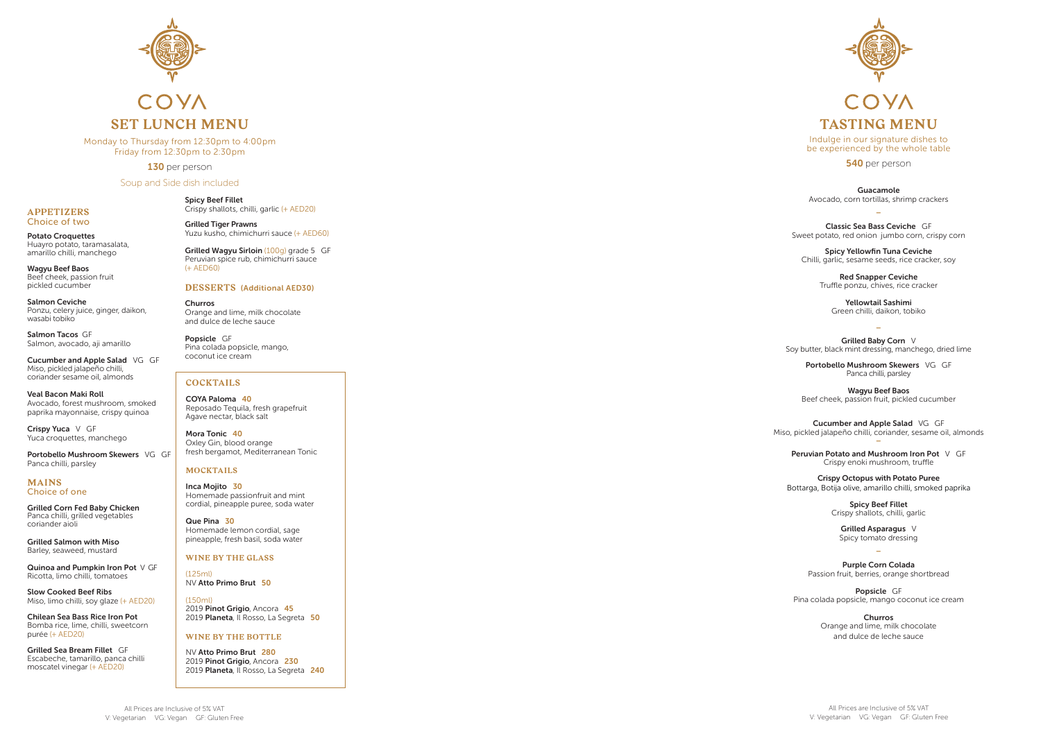# COYA

## SET LUNCH MENU

Monday to Thursday from 12:30pm to 4:00pm
Friday from 12:30pm to 2:30pm

**130** per person

Soup and Side dish included

### APPETIZERS
Choice of two

**Potato Croquettes**
Huayro potato, taramasalata, amarillo chilli, manchego

**Wagyu Beef Baos**
Beef cheek, passion fruit pickled cucumber

**Salmon Ceviche**
Ponzu, celery juice, ginger, daikon, wasabi tobiko

**Salmon Tacos** GF
Salmon, avocado, aji amarillo

**Cucumber and Apple Salad** VG GF
Miso, pickled jalapeño chilli, coriander sesame oil, almonds

**Veal Bacon Maki Roll**
Avocado, forest mushroom, smoked paprika mayonnaise, crispy quinoa

**Crispy Yuca** V GF
Yuca croquettes, manchego

**Portobello Mushroom Skewers** VG GF
Panca chilli, parsley

### MAINS
Choice of one

**Grilled Corn Fed Baby Chicken**
Panca chilli, grilled vegetables coriander aioli

**Grilled Salmon with Miso**
Barley, seaweed, mustard

**Quinoa and Pumpkin Iron Pot** V GF
Ricotta, limo chilli, tomatoes

**Slow Cooked Beef Ribs**
Miso, limo chilli, soy glaze (+ AED20)

**Chilean Sea Bass Rice Iron Pot**
Bomba rice, lime, chilli, sweetcorn purée (+ AED20)

**Grilled Sea Bream Fillet** GF
Escabeche, tamarillo, panca chilli moscatel vinegar (+ AED20)

**Spicy Beef Fillet**
Crispy shallots, chilli, garlic (+ AED20)

**Grilled Tiger Prawns**
Yuzu kusho, chimichurri sauce (+ AED60)

**Grilled Wagyu Sirloin** (100g) grade 5 GF
Peruvian spice rub, chimichurri sauce (+ AED60)

### DESSERTS (Additional AED30)

**Churros**
Orange and lime, milk chocolate and dulce de leche sauce

**Popsicle** GF
Pina colada popsicle, mango, coconut ice cream

### COCKTAILS

**COYA Paloma** 40
Reposado Tequila, fresh grapefruit Agave nectar, black salt

**Mora Tonic** 40
Oxley Gin, blood orange fresh bergamot, Mediterranean Tonic

### MOCKTAILS

**Inca Mojito** 30
Homemade passionfruit and mint cordial, pineapple puree, soda water

**Que Pina** 30
Homemade lemon cordial, sage pineapple, fresh basil, soda water

### WINE BY THE GLASS

(125ml)
NV **Atto Primo Brut** 50

(150ml)
2019 **Pinot Grigio**, Ancora 45
2019 **Planeta**, Il Rosso, La Segreta 50

### WINE BY THE BOTTLE

NV **Atto Primo Brut** 280
2019 **Pinot Grigio**, Ancora 230
2019 **Planeta**, Il Rosso, La Segreta 240

All Prices are Inclusive of 5% VAT
V: Vegetarian VG: Vegan GF: Gluten Free

# COYA

## TASTING MENU

Indulge in our signature dishes to be experienced by the whole table

**540** per person

**Guacamole**
Avocado, corn tortillas, shrimp crackers

–

**Classic Sea Bass Ceviche** GF
Sweet potato, red onion jumbo corn, crispy corn

**Spicy Yellowfin Tuna Ceviche**
Chilli, garlic, sesame seeds, rice cracker, soy

**Red Snapper Ceviche**
Truffle ponzu, chives, rice cracker

**Yellowtail Sashimi**
Green chilli, daikon, tobiko

–

**Grilled Baby Corn** V
Soy butter, black mint dressing, manchego, dried lime

**Portobello Mushroom Skewers** VG GF
Panca chilli, parsley

**Wagyu Beef Baos**
Beef cheek, passion fruit, pickled cucumber

**Cucumber and Apple Salad** VG GF
Miso, pickled jalapeño chilli, coriander, sesame oil, almonds

–

**Peruvian Potato and Mushroom Iron Pot** V GF
Crispy enoki mushroom, truffle

**Crispy Octopus with Potato Puree**
Bottarga, Botija olive, amarillo chilli, smoked paprika

**Spicy Beef Fillet**
Crispy shallots, chilli, garlic

**Grilled Asparagus** V
Spicy tomato dressing

–

**Purple Corn Colada**
Passion fruit, berries, orange shortbread

**Popsicle** GF
Pina colada popsicle, mango coconut ice cream

**Churros**
Orange and lime, milk chocolate and dulce de leche sauce

All Prices are Inclusive of 5% VAT
V: Vegetarian VG: Vegan GF: Gluten Free